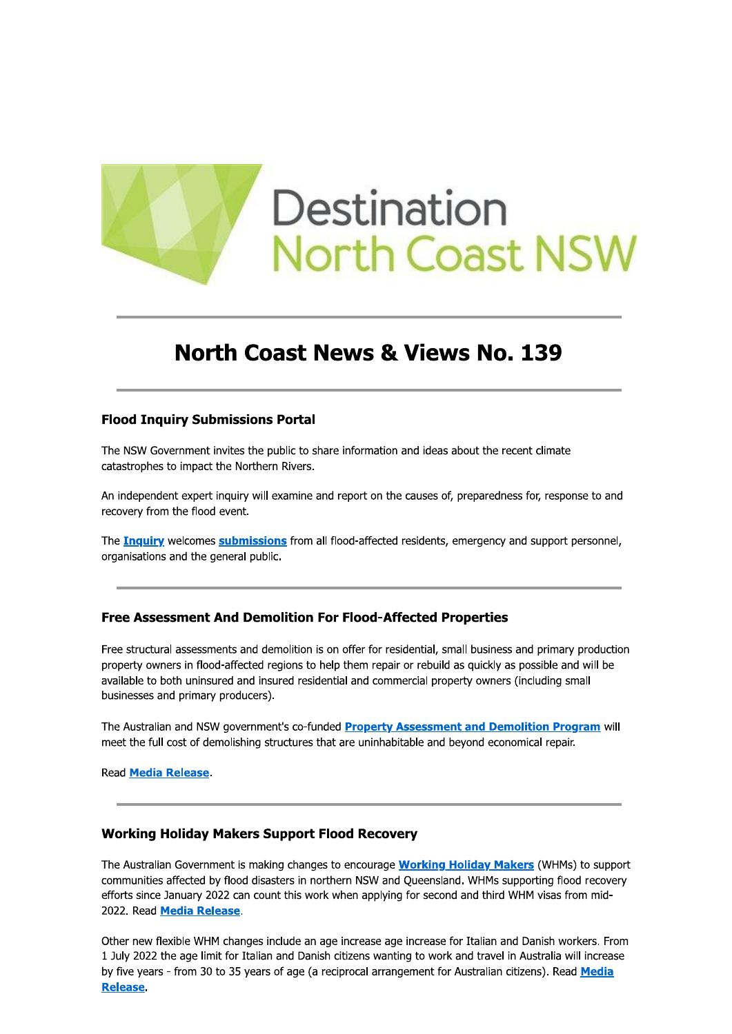Destination North Coast NSW

# North Coast News & Views No. 139

### Flood Inquiry Submissions Portal

The NSW Government invites the public to share information and ideas about the recent climate catastrophes to impact the Northern Rivers.

An independent expert inquiry will examine and report on the causes of, preparedness for, response to and recovery from the flood event.

The **Inquiry** welcomes **submissions** from all flood-affected residents, emergency and support personnel, organisations and the general public.

### Free Assessment And Demolition For Flood-Affected Properties

Free structural assessments and demolition is on offer for residential, small business and primary production property owners in flood-affected regions to help them repair or rebuild as quickly as possible and will be available to both uninsured and insured residential and commercial property owners (including small businesses and primary producers).

The Australian and NSW government's co-funded **Property Assessment and Demolition Program** will meet the full cost of demolishing structures that are uninhabitable and beyond economical repair.

Read **Media Release**.

### Working Holiday Makers Support Flood Recovery

The Australian Government is making changes to encourage **Working Holiday Makers** (WHMs) to support communities affected by flood disasters in northern NSW and Queensland. WHMs supporting flood recovery efforts since January 2022 can count this work when applying for second and third WHM visas from mid-2022. Read **Media Release**.

Other new flexible WHM changes include an age increase age increase for Italian and Danish workers. From 1 July 2022 the age limit for Italian and Danish citizens wanting to work and travel in Australia will increase by five years - from 30 to 35 years of age (a reciprocal arrangement for Australian citizens). Read **Media Release**.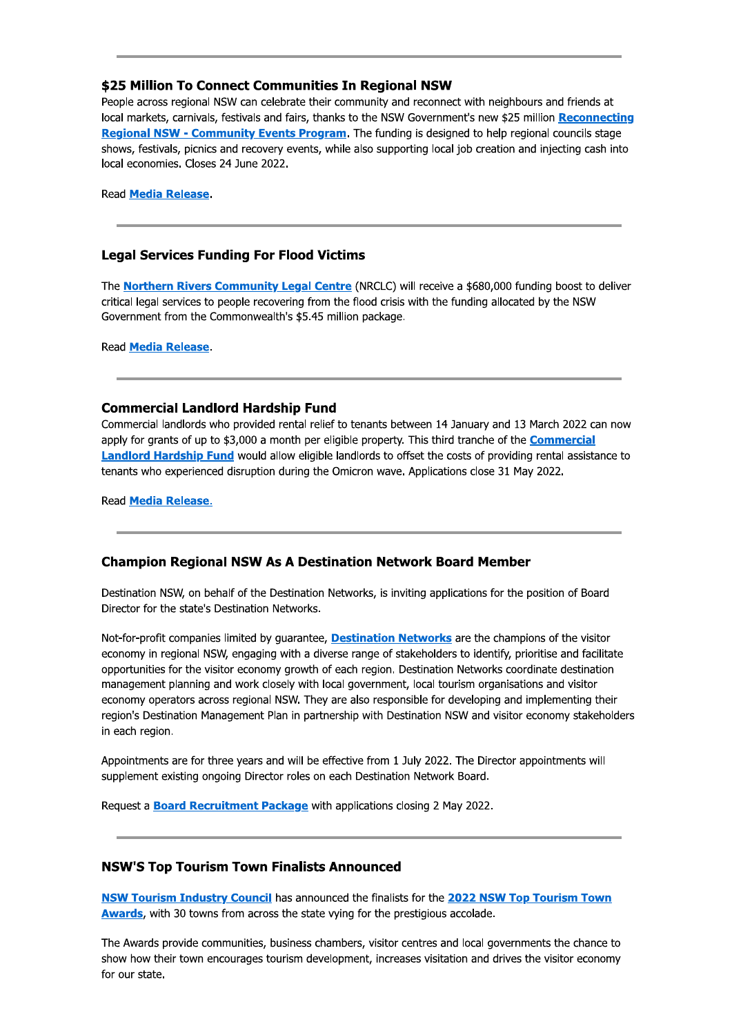---

### $25 Million To Connect Communities In Regional NSW

People across regional NSW can celebrate their community and reconnect with neighbours and friends at local markets, carnivals, festivals and fairs, thanks to the NSW Government's new $25 million **Reconnecting Regional NSW - Community Events Program**. The funding is designed to help regional councils stage shows, festivals, picnics and recovery events, while also supporting local job creation and injecting cash into local economies. Closes 24 June 2022.

Read **Media Release**.

---

### Legal Services Funding For Flood Victims

The **Northern Rivers Community Legal Centre** (NRCLC) will receive a $680,000 funding boost to deliver critical legal services to people recovering from the flood crisis with the funding allocated by the NSW Government from the Commonwealth's $5.45 million package.

Read **Media Release**.

---

### Commercial Landlord Hardship Fund

Commercial landlords who provided rental relief to tenants between 14 January and 13 March 2022 can now apply for grants of up to $3,000 a month per eligible property. This third tranche of the **Commercial Landlord Hardship Fund** would allow eligible landlords to offset the costs of providing rental assistance to tenants who experienced disruption during the Omicron wave. Applications close 31 May 2022.

Read **Media Release**.

---

### Champion Regional NSW As A Destination Network Board Member

Destination NSW, on behalf of the Destination Networks, is inviting applications for the position of Board Director for the state's Destination Networks.

Not-for-profit companies limited by guarantee, **Destination Networks** are the champions of the visitor economy in regional NSW, engaging with a diverse range of stakeholders to identify, prioritise and facilitate opportunities for the visitor economy growth of each region. Destination Networks coordinate destination management planning and work closely with local government, local tourism organisations and visitor economy operators across regional NSW. They are also responsible for developing and implementing their region's Destination Management Plan in partnership with Destination NSW and visitor economy stakeholders in each region.

Appointments are for three years and will be effective from 1 July 2022. The Director appointments will supplement existing ongoing Director roles on each Destination Network Board.

Request a **Board Recruitment Package** with applications closing 2 May 2022.

---

### NSW'S Top Tourism Town Finalists Announced

**NSW Tourism Industry Council** has announced the finalists for the **2022 NSW Top Tourism Town Awards**, with 30 towns from across the state vying for the prestigious accolade.

The Awards provide communities, business chambers, visitor centres and local governments the chance to show how their town encourages tourism development, increases visitation and drives the visitor economy for our state.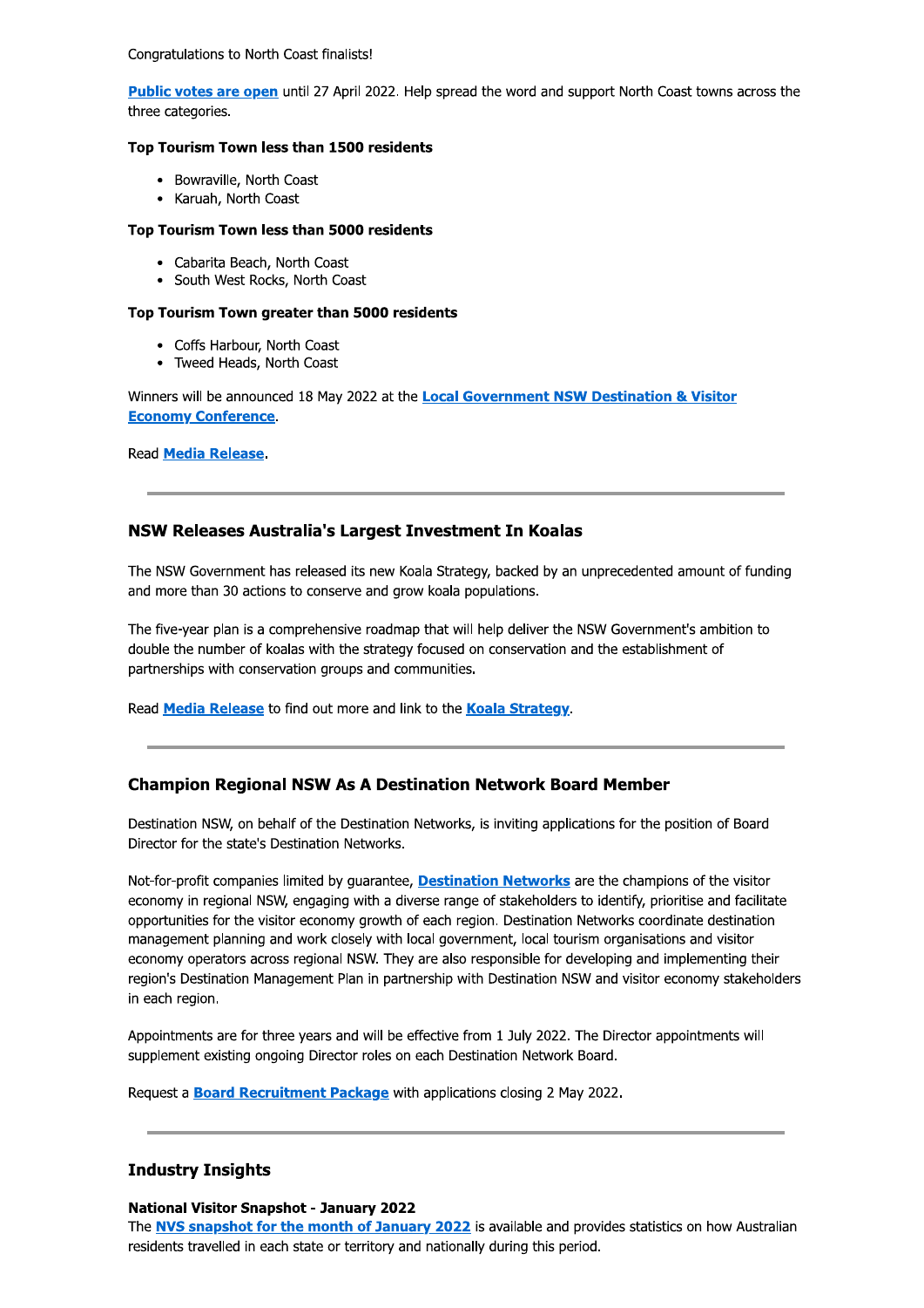Congratulations to North Coast finalists!

**Public votes are open** until 27 April 2022. Help spread the word and support North Coast towns across the three categories.

**Top Tourism Town less than 1500 residents**

- Bowraville, North Coast
- Karuah, North Coast

**Top Tourism Town less than 5000 residents**

- Cabarita Beach, North Coast
- South West Rocks, North Coast

**Top Tourism Town greater than 5000 residents**

- Coffs Harbour, North Coast
- Tweed Heads, North Coast

Winners will be announced 18 May 2022 at the **Local Government NSW Destination & Visitor Economy Conference**.

Read **Media Release**.

---

### NSW Releases Australia's Largest Investment In Koalas

The NSW Government has released its new Koala Strategy, backed by an unprecedented amount of funding and more than 30 actions to conserve and grow koala populations.

The five-year plan is a comprehensive roadmap that will help deliver the NSW Government's ambition to double the number of koalas with the strategy focused on conservation and the establishment of partnerships with conservation groups and communities.

Read **Media Release** to find out more and link to the **Koala Strategy**.

---

### Champion Regional NSW As A Destination Network Board Member

Destination NSW, on behalf of the Destination Networks, is inviting applications for the position of Board Director for the state's Destination Networks.

Not-for-profit companies limited by guarantee, **Destination Networks** are the champions of the visitor economy in regional NSW, engaging with a diverse range of stakeholders to identify, prioritise and facilitate opportunities for the visitor economy growth of each region. Destination Networks coordinate destination management planning and work closely with local government, local tourism organisations and visitor economy operators across regional NSW. They are also responsible for developing and implementing their region's Destination Management Plan in partnership with Destination NSW and visitor economy stakeholders in each region.

Appointments are for three years and will be effective from 1 July 2022. The Director appointments will supplement existing ongoing Director roles on each Destination Network Board.

Request a **Board Recruitment Package** with applications closing 2 May 2022.

---

### Industry Insights

**National Visitor Snapshot - January 2022**
The **NVS snapshot for the month of January 2022** is available and provides statistics on how Australian residents travelled in each state or territory and nationally during this period.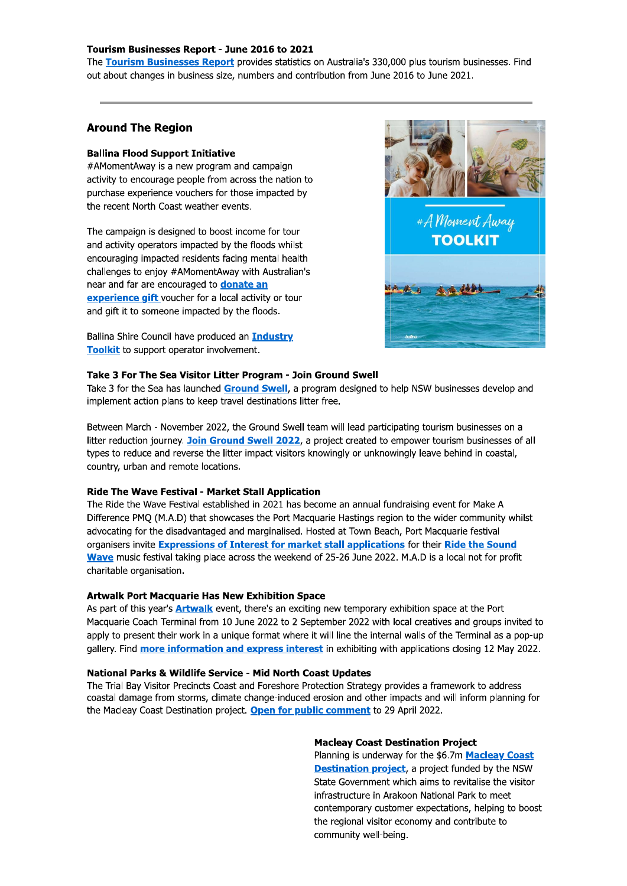**Tourism Businesses Report - June 2016 to 2021**

The **Tourism Businesses Report** provides statistics on Australia's 330,000 plus tourism businesses. Find out about changes in business size, numbers and contribution from June 2016 to June 2021.

---

## Around The Region

**Ballina Flood Support Initiative**

#AMomentAway is a new program and campaign activity to encourage people from across the nation to purchase experience vouchers for those impacted by the recent North Coast weather events.

The campaign is designed to boost income for tour and activity operators impacted by the floods whilst encouraging impacted residents facing mental health challenges to enjoy #AMomentAway with Australian's near and far are encouraged to **donate an experience gift** voucher for a local activity or tour and gift it to someone impacted by the floods.

Ballina Shire Council have produced an **Industry Toolkit** to support operator involvement.

**Take 3 For The Sea Visitor Litter Program - Join Ground Swell**

Take 3 for the Sea has launched **Ground Swell**, a program designed to help NSW businesses develop and implement action plans to keep travel destinations litter free.

Between March - November 2022, the Ground Swell team will lead participating tourism businesses on a litter reduction journey. **Join Ground Swell 2022**, a project created to empower tourism businesses of all types to reduce and reverse the litter impact visitors knowingly or unknowingly leave behind in coastal, country, urban and remote locations.

**Ride The Wave Festival - Market Stall Application**

The Ride the Wave Festival established in 2021 has become an annual fundraising event for Make A Difference PMQ (M.A.D) that showcases the Port Macquarie Hastings region to the wider community whilst advocating for the disadvantaged and marginalised. Hosted at Town Beach, Port Macquarie festival organisers invite **Expressions of Interest for market stall applications** for their **Ride the Sound Wave** music festival taking place across the weekend of 25-26 June 2022. M.A.D is a local not for profit charitable organisation.

**Artwalk Port Macquarie Has New Exhibition Space**

As part of this year's **Artwalk** event, there's an exciting new temporary exhibition space at the Port Macquarie Coach Terminal from 10 June 2022 to 2 September 2022 with local creatives and groups invited to apply to present their work in a unique format where it will line the internal walls of the Terminal as a pop-up gallery. Find **more information and express interest** in exhibiting with applications closing 12 May 2022.

**National Parks & Wildlife Service - Mid North Coast Updates**

The Trial Bay Visitor Precincts Coast and Foreshore Protection Strategy provides a framework to address coastal damage from storms, climate change-induced erosion and other impacts and will inform planning for the Macleay Coast Destination project. **Open for public comment** to 29 April 2022.

**Macleay Coast Destination Project**

Planning is underway for the $6.7m **Macleay Coast Destination project**, a project funded by the NSW State Government which aims to revitalise the visitor infrastructure in Arakoon National Park to meet contemporary customer expectations, helping to boost the regional visitor economy and contribute to community well-being.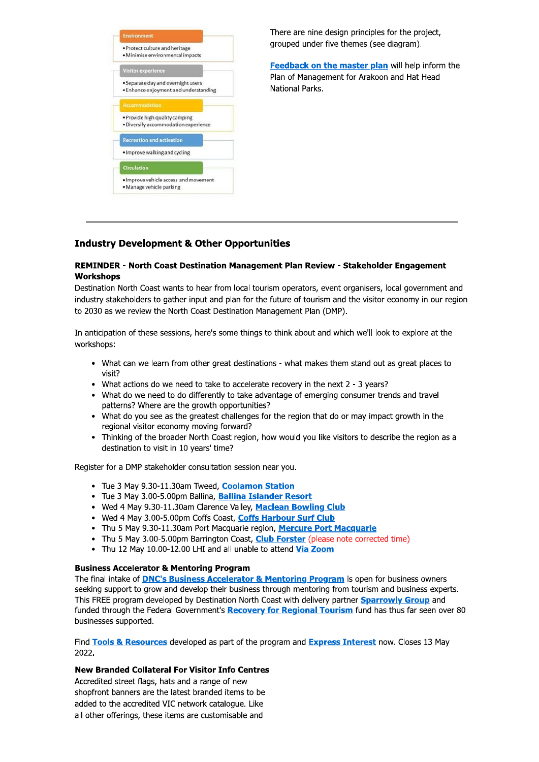**Environment**
- Protect culture and heritage
- Minimise environmental impacts

**Visitor experience**
- Separate day and overnight users
- Enhance enjoyment and understanding

**Accommodation**
- Provide high quality camping
- Diversify accommodation experience

**Recreation and activation**
- Improve walking and cycling

**Circulation**
- Improve vehicle access and movement
- Manage vehicle parking

There are nine design principles for the project, grouped under five themes (see diagram).

**Feedback on the master plan** will help inform the Plan of Management for Arakoon and Hat Head National Parks.

---

## Industry Development & Other Opportunities

### REMINDER - North Coast Destination Management Plan Review - Stakeholder Engagement Workshops

Destination North Coast wants to hear from local tourism operators, event organisers, local government and industry stakeholders to gather input and plan for the future of tourism and the visitor economy in our region to 2030 as we review the North Coast Destination Management Plan (DMP).

In anticipation of these sessions, here's some things to think about and which we'll look to explore at the workshops:

- What can we learn from other great destinations - what makes them stand out as great places to visit?
- What actions do we need to take to accelerate recovery in the next 2 - 3 years?
- What do we need to do differently to take advantage of emerging consumer trends and travel patterns? Where are the growth opportunities?
- What do you see as the greatest challenges for the region that do or may impact growth in the regional visitor economy moving forward?
- Thinking of the broader North Coast region, how would you like visitors to describe the region as a destination to visit in 10 years' time?

Register for a DMP stakeholder consultation session near you.

- Tue 3 May 9.30-11.30am Tweed, **Coolamon Station**
- Tue 3 May 3.00-5.00pm Ballina, **Ballina Islander Resort**
- Wed 4 May 9.30-11.30am Clarence Valley, **Maclean Bowling Club**
- Wed 4 May 3.00-5.00pm Coffs Coast, **Coffs Harbour Surf Club**
- Thu 5 May 9.30-11.30am Port Macquarie region, **Mercure Port Macquarie**
- Thu 5 May 3.00-5.00pm Barrington Coast, **Club Forster** (please note corrected time)
- Thu 12 May 10.00-12.00 LHI and all unable to attend **Via Zoom**

### Business Accelerator & Mentoring Program

The final intake of **DNC's Business Accelerator & Mentoring Program** is open for business owners seeking support to grow and develop their business through mentoring from tourism and business experts. This FREE program developed by Destination North Coast with delivery partner **Sparrowly Group** and funded through the Federal Government's **Recovery for Regional Tourism** fund has thus far seen over 80 businesses supported.

Find **Tools & Resources** developed as part of the program and **Express Interest** now. Closes 13 May 2022.

### New Branded Collateral For Visitor Info Centres

Accredited street flags, hats and a range of new shopfront banners are the latest branded items to be added to the accredited VIC network catalogue. Like all other offerings, these items are customisable and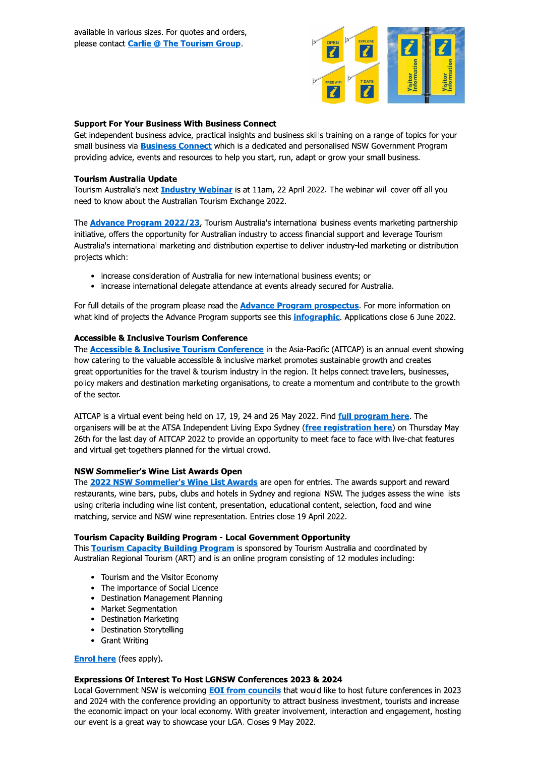available in various sizes. For quotes and orders, please contact **Carlie @ The Tourism Group**.

**Support For Your Business With Business Connect**
Get independent business advice, practical insights and business skills training on a range of topics for your small business via **Business Connect** which is a dedicated and personalised NSW Government Program providing advice, events and resources to help you start, run, adapt or grow your small business.

**Tourism Australia Update**
Tourism Australia's next **Industry Webinar** is at 11am, 22 April 2022. The webinar will cover off all you need to know about the Australian Tourism Exchange 2022.

The **Advance Program 2022/23**, Tourism Australia's international business events marketing partnership initiative, offers the opportunity for Australian industry to access financial support and leverage Tourism Australia's international marketing and distribution expertise to deliver industry-led marketing or distribution projects which:

- increase consideration of Australia for new international business events; or
- increase international delegate attendance at events already secured for Australia.

For full details of the program please read the **Advance Program prospectus**. For more information on what kind of projects the Advance Program supports see this **infographic**. Applications close 6 June 2022.

**Accessible & Inclusive Tourism Conference**
The **Accessible & Inclusive Tourism Conference** in the Asia-Pacific (AITCAP) is an annual event showing how catering to the valuable accessible & inclusive market promotes sustainable growth and creates great opportunities for the travel & tourism industry in the region. It helps connect travellers, businesses, policy makers and destination marketing organisations, to create a momentum and contribute to the growth of the sector.

AITCAP is a virtual event being held on 17, 19, 24 and 26 May 2022. Find **full program here**. The organisers will be at the ATSA Independent Living Expo Sydney (**free registration here**) on Thursday May 26th for the last day of AITCAP 2022 to provide an opportunity to meet face to face with live-chat features and virtual get-togethers planned for the virtual crowd.

**NSW Sommelier's Wine List Awards Open**
The **2022 NSW Sommelier's Wine List Awards** are open for entries. The awards support and reward restaurants, wine bars, pubs, clubs and hotels in Sydney and regional NSW. The judges assess the wine lists using criteria including wine list content, presentation, educational content, selection, food and wine matching, service and NSW wine representation. Entries close 19 April 2022.

**Tourism Capacity Building Program - Local Government Opportunity**
This **Tourism Capacity Building Program** is sponsored by Tourism Australia and coordinated by Australian Regional Tourism (ART) and is an online program consisting of 12 modules including:

- Tourism and the Visitor Economy
- The importance of Social Licence
- Destination Management Planning
- Market Segmentation
- Destination Marketing
- Destination Storytelling
- Grant Writing

**Enrol here** (fees apply).

**Expressions Of Interest To Host LGNSW Conferences 2023 & 2024**
Local Government NSW is welcoming **EOI from councils** that would like to host future conferences in 2023 and 2024 with the conference providing an opportunity to attract business investment, tourists and increase the economic impact on your local economy. With greater involvement, interaction and engagement, hosting our event is a great way to showcase your LGA. Closes 9 May 2022.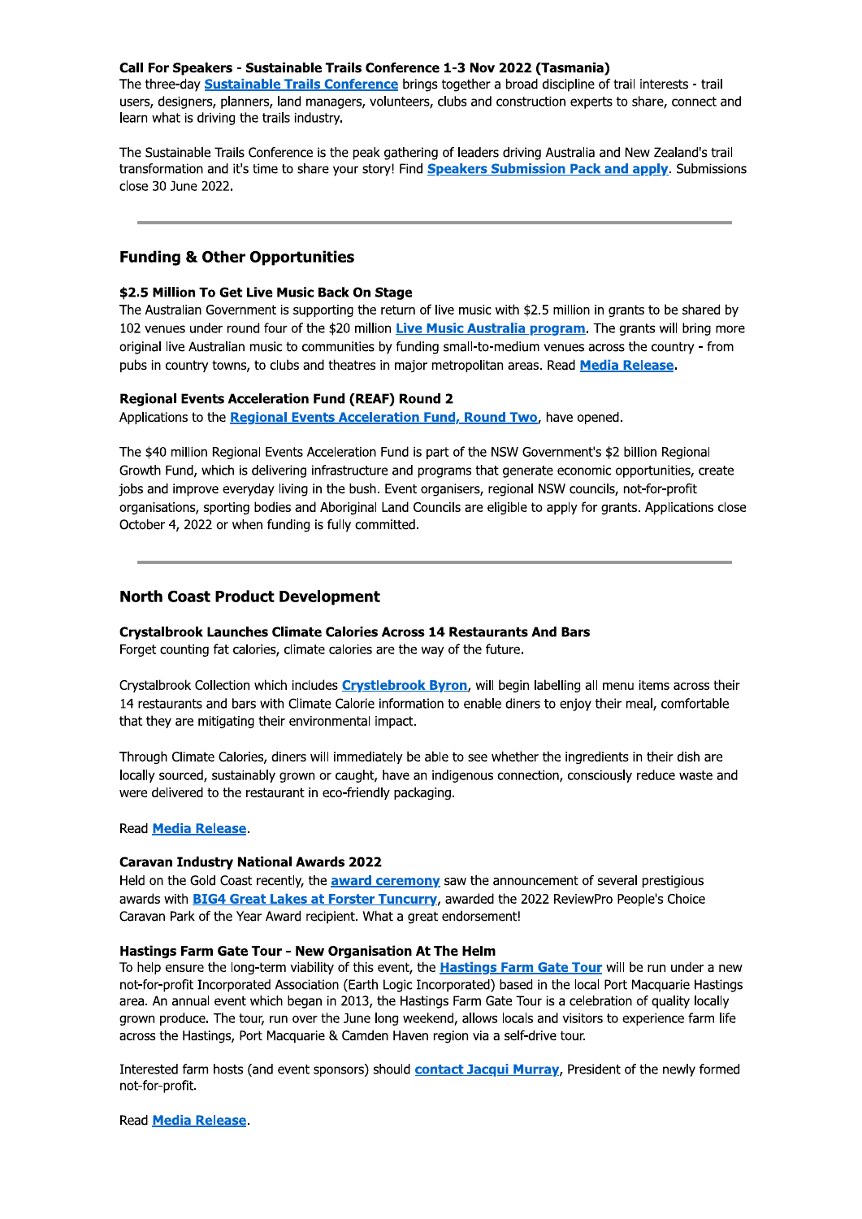**Call For Speakers - Sustainable Trails Conference 1-3 Nov 2022 (Tasmania)**
The three-day **Sustainable Trails Conference** brings together a broad discipline of trail interests - trail users, designers, planners, land managers, volunteers, clubs and construction experts to share, connect and learn what is driving the trails industry.

The Sustainable Trails Conference is the peak gathering of leaders driving Australia and New Zealand's trail transformation and it's time to share your story! Find **Speakers Submission Pack and apply**. Submissions close 30 June 2022.

---

## Funding & Other Opportunities

**$2.5 Million To Get Live Music Back On Stage**
The Australian Government is supporting the return of live music with $2.5 million in grants to be shared by 102 venues under round four of the $20 million **Live Music Australia program**. The grants will bring more original live Australian music to communities by funding small-to-medium venues across the country - from pubs in country towns, to clubs and theatres in major metropolitan areas. Read **Media Release**.

**Regional Events Acceleration Fund (REAF) Round 2**
Applications to the **Regional Events Acceleration Fund, Round Two**, have opened.

The $40 million Regional Events Acceleration Fund is part of the NSW Government's $2 billion Regional Growth Fund, which is delivering infrastructure and programs that generate economic opportunities, create jobs and improve everyday living in the bush. Event organisers, regional NSW councils, not-for-profit organisations, sporting bodies and Aboriginal Land Councils are eligible to apply for grants. Applications close October 4, 2022 or when funding is fully committed.

---

## North Coast Product Development

**Crystalbrook Launches Climate Calories Across 14 Restaurants And Bars**
Forget counting fat calories, climate calories are the way of the future.

Crystalbrook Collection which includes **Crystlebrook Byron**, will begin labelling all menu items across their 14 restaurants and bars with Climate Calorie information to enable diners to enjoy their meal, comfortable that they are mitigating their environmental impact.

Through Climate Calories, diners will immediately be able to see whether the ingredients in their dish are locally sourced, sustainably grown or caught, have an indigenous connection, consciously reduce waste and were delivered to the restaurant in eco-friendly packaging.

Read **Media Release**.

**Caravan Industry National Awards 2022**
Held on the Gold Coast recently, the **award ceremony** saw the announcement of several prestigious awards with **BIG4 Great Lakes at Forster Tuncurry**, awarded the 2022 ReviewPro People's Choice Caravan Park of the Year Award recipient. What a great endorsement!

**Hastings Farm Gate Tour - New Organisation At The Helm**
To help ensure the long-term viability of this event, the **Hastings Farm Gate Tour** will be run under a new not-for-profit Incorporated Association (Earth Logic Incorporated) based in the local Port Macquarie Hastings area. An annual event which began in 2013, the Hastings Farm Gate Tour is a celebration of quality locally grown produce. The tour, run over the June long weekend, allows locals and visitors to experience farm life across the Hastings, Port Macquarie & Camden Haven region via a self-drive tour.

Interested farm hosts (and event sponsors) should **contact Jacqui Murray**, President of the newly formed not-for-profit.

Read **Media Release**.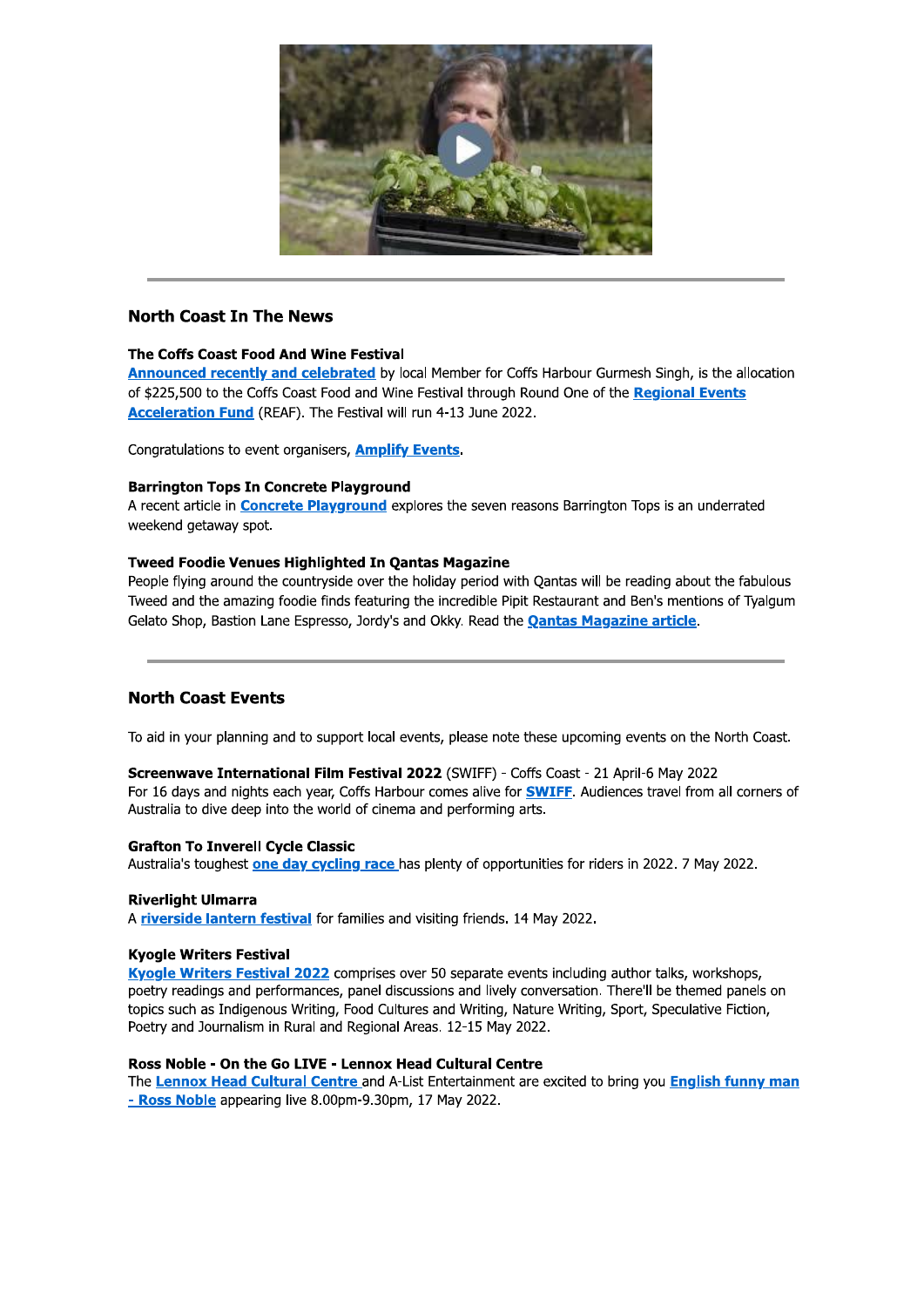## North Coast In The News

**The Coffs Coast Food And Wine Festival**

**Announced recently and celebrated** by local Member for Coffs Harbour Gurmesh Singh, is the allocation of $225,500 to the Coffs Coast Food and Wine Festival through Round One of the **Regional Events Acceleration Fund** (REAF). The Festival will run 4-13 June 2022.

Congratulations to event organisers, **Amplify Events**.

**Barrington Tops In Concrete Playground**

A recent article in **Concrete Playground** explores the seven reasons Barrington Tops is an underrated weekend getaway spot.

**Tweed Foodie Venues Highlighted In Qantas Magazine**

People flying around the countryside over the holiday period with Qantas will be reading about the fabulous Tweed and the amazing foodie finds featuring the incredible Pipit Restaurant and Ben's mentions of Tyalgum Gelato Shop, Bastion Lane Espresso, Jordy's and Okky. Read the **Qantas Magazine article**.

## North Coast Events

To aid in your planning and to support local events, please note these upcoming events on the North Coast.

**Screenwave International Film Festival 2022** (SWIFF) - Coffs Coast - 21 April-6 May 2022

For 16 days and nights each year, Coffs Harbour comes alive for **SWIFF**. Audiences travel from all corners of Australia to dive deep into the world of cinema and performing arts.

**Grafton To Inverell Cycle Classic**

Australia's toughest **one day cycling race** has plenty of opportunities for riders in 2022. 7 May 2022.

**Riverlight Ulmarra**

A **riverside lantern festival** for families and visiting friends. 14 May 2022.

**Kyogle Writers Festival**

**Kyogle Writers Festival 2022** comprises over 50 separate events including author talks, workshops, poetry readings and performances, panel discussions and lively conversation. There'll be themed panels on topics such as Indigenous Writing, Food Cultures and Writing, Nature Writing, Sport, Speculative Fiction, Poetry and Journalism in Rural and Regional Areas. 12-15 May 2022.

**Ross Noble - On the Go LIVE - Lennox Head Cultural Centre**

The **Lennox Head Cultural Centre** and A-List Entertainment are excited to bring you **English funny man - Ross Noble** appearing live 8.00pm-9.30pm, 17 May 2022.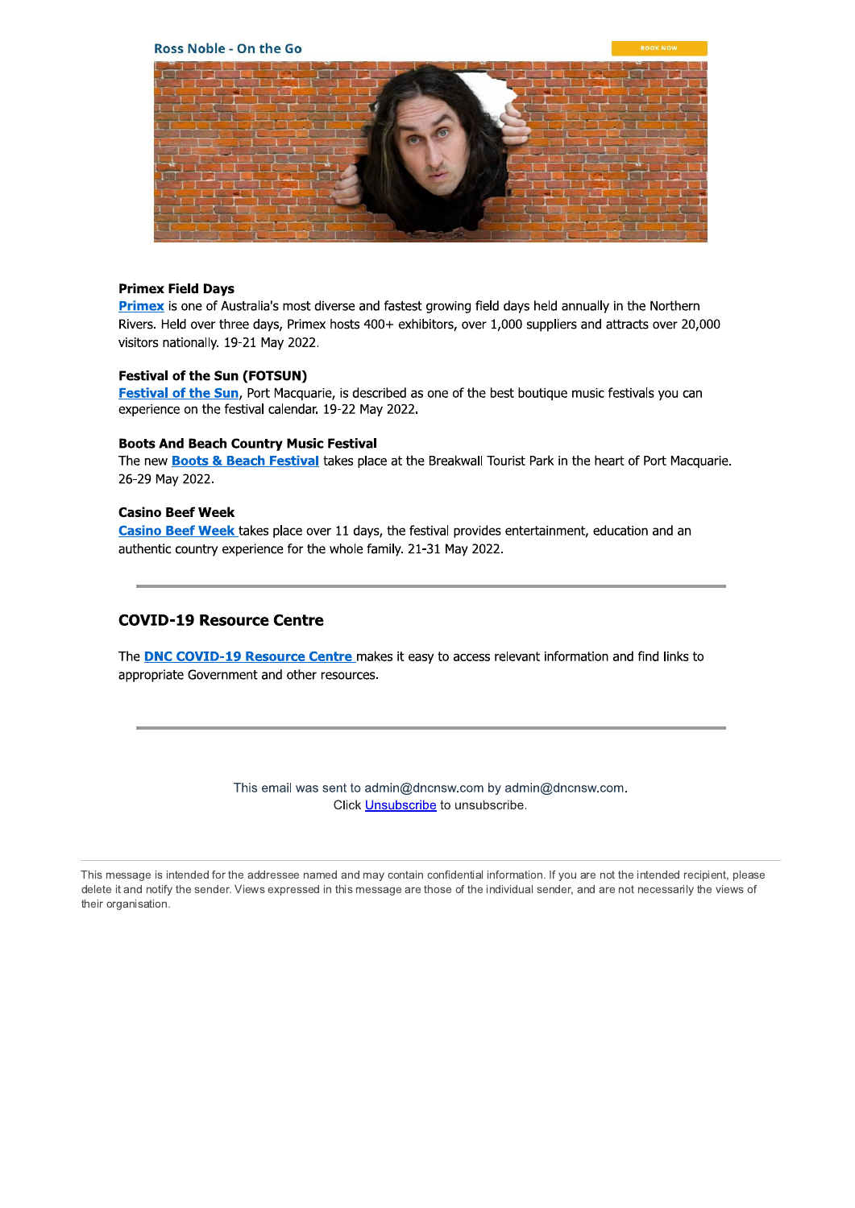Ross Noble - On the Go

BOOK NOW

**Primex Field Days**
**Primex** is one of Australia's most diverse and fastest growing field days held annually in the Northern Rivers. Held over three days, Primex hosts 400+ exhibitors, over 1,000 suppliers and attracts over 20,000 visitors nationally. 19-21 May 2022.

**Festival of the Sun (FOTSUN)**
**Festival of the Sun**, Port Macquarie, is described as one of the best boutique music festivals you can experience on the festival calendar. 19-22 May 2022.

**Boots And Beach Country Music Festival**
The new **Boots & Beach Festival** takes place at the Breakwall Tourist Park in the heart of Port Macquarie. 26-29 May 2022.

**Casino Beef Week**
**Casino Beef Week** takes place over 11 days, the festival provides entertainment, education and an authentic country experience for the whole family. 21-31 May 2022.

---

## COVID-19 Resource Centre

The **DNC COVID-19 Resource Centre** makes it easy to access relevant information and find links to appropriate Government and other resources.

---

This email was sent to admin@dncnsw.com by admin@dncnsw.com.
Click Unsubscribe to unsubscribe.

---

This message is intended for the addressee named and may contain confidential information. If you are not the intended recipient, please delete it and notify the sender. Views expressed in this message are those of the individual sender, and are not necessarily the views of their organisation.